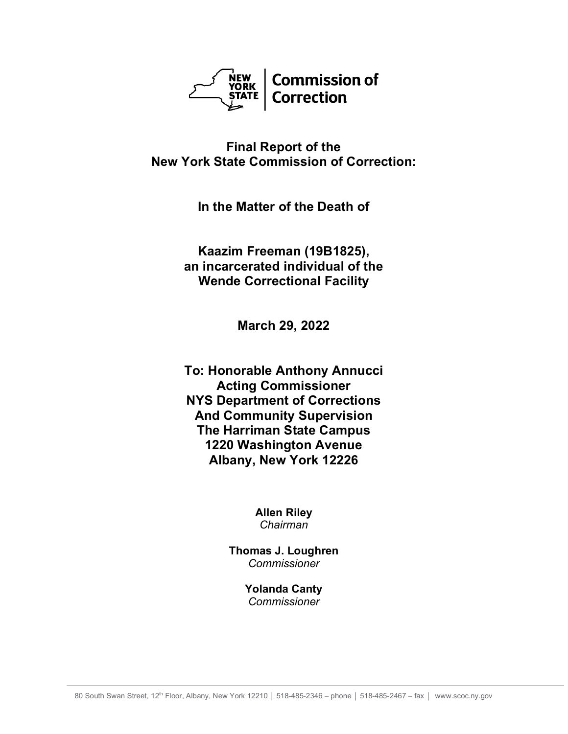**NEW YORK STATE | Commission of Correction**

# Final Report of the New York State Commission of Correction:

## In the Matter of the Death of

## Kaazim Freeman (19B1825), an incarcerated individual of the Wende Correctional Facility

**March 29, 2022**

**To: Honorable Anthony Annucci**
**Acting Commissioner**
**NYS Department of Corrections**
**And Community Supervision**
**The Harriman State Campus**
**1220 Washington Avenue**
**Albany, New York 12226**

**Allen Riley**
*Chairman*

**Thomas J. Loughren**
*Commissioner*

**Yolanda Canty**
*Commissioner*

80 South Swan Street, 12th Floor, Albany, New York 12210 │ 518-485-2346 – phone │ 518-485-2467 – fax │ www.scoc.ny.gov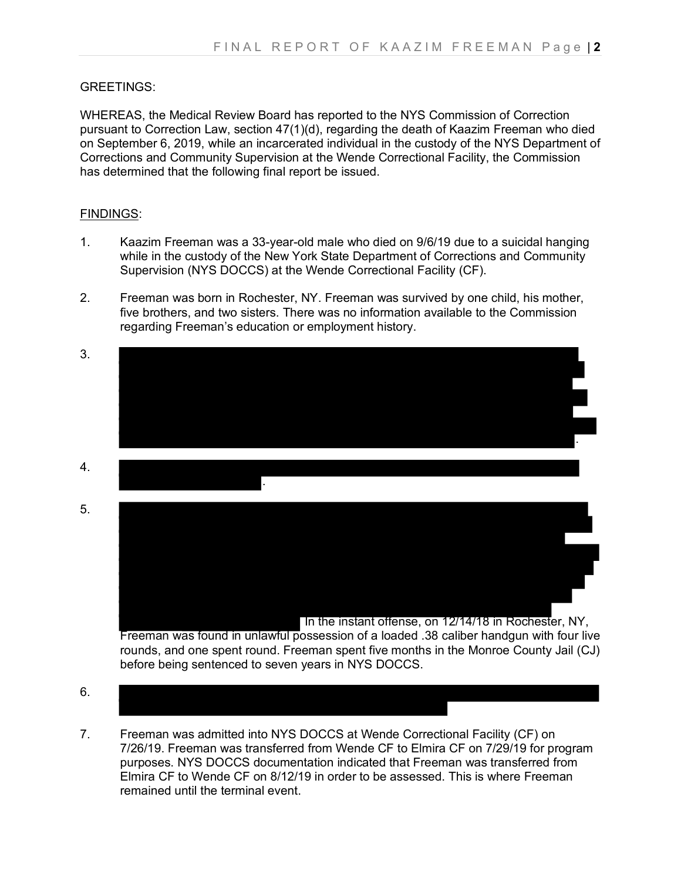GREETINGS:

WHEREAS, the Medical Review Board has reported to the NYS Commission of Correction pursuant to Correction Law, section 47(1)(d), regarding the death of Kaazim Freeman who died on September 6, 2019, while an incarcerated individual in the custody of the NYS Department of Corrections and Community Supervision at the Wende Correctional Facility, the Commission has determined that the following final report be issued.

FINDINGS:

1. Kaazim Freeman was a 33-year-old male who died on 9/6/19 due to a suicidal hanging while in the custody of the New York State Department of Corrections and Community Supervision (NYS DOCCS) at the Wende Correctional Facility (CF).

2. Freeman was born in Rochester, NY. Freeman was survived by one child, his mother, five brothers, and two sisters. There was no information available to the Commission regarding Freeman's education or employment history.

3. [REDACTED].

4. [REDACTED].

5. [REDACTED] In the instant offense, on 12/14/18 in Rochester, NY, Freeman was found in unlawful possession of a loaded .38 caliber handgun with four live rounds, and one spent round. Freeman spent five months in the Monroe County Jail (CJ) before being sentenced to seven years in NYS DOCCS.

6. [REDACTED]

7. Freeman was admitted into NYS DOCCS at Wende Correctional Facility (CF) on 7/26/19. Freeman was transferred from Wende CF to Elmira CF on 7/29/19 for program purposes. NYS DOCCS documentation indicated that Freeman was transferred from Elmira CF to Wende CF on 8/12/19 in order to be assessed. This is where Freeman remained until the terminal event.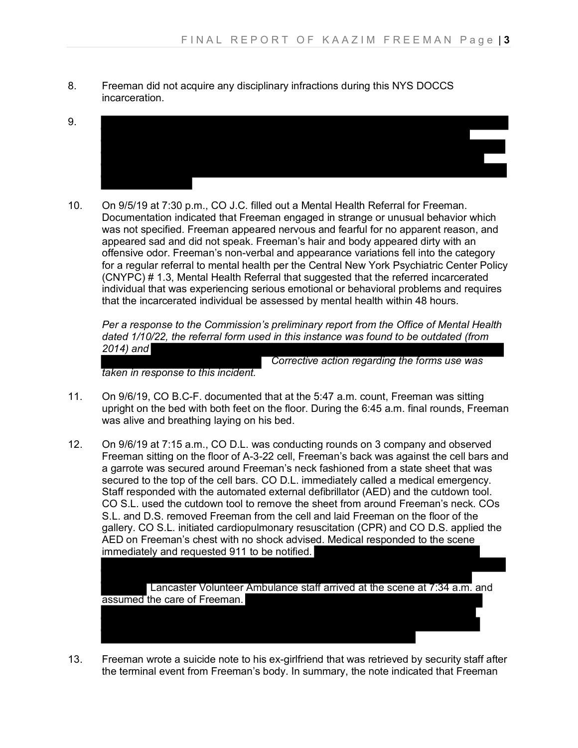8. Freeman did not acquire any disciplinary infractions during this NYS DOCCS incarceration.

9. [REDACTED]

10. On 9/5/19 at 7:30 p.m., CO J.C. filled out a Mental Health Referral for Freeman. Documentation indicated that Freeman engaged in strange or unusual behavior which was not specified. Freeman appeared nervous and fearful for no apparent reason, and appeared sad and did not speak. Freeman's hair and body appeared dirty with an offensive odor. Freeman's non-verbal and appearance variations fell into the category for a regular referral to mental health per the Central New York Psychiatric Center Policy (CNYPC) # 1.3, Mental Health Referral that suggested that the referred incarcerated individual that was experiencing serious emotional or behavioral problems and requires that the incarcerated individual be assessed by mental health within 48 hours.

    *Per a response to the Commission's preliminary report from the Office of Mental Health dated 1/10/22, the referral form used in this instance was found to be outdated (from 2014) and* [REDACTED] *Corrective action regarding the forms use was taken in response to this incident.*

11. On 9/6/19, CO B.C-F. documented that at the 5:47 a.m. count, Freeman was sitting upright on the bed with both feet on the floor. During the 6:45 a.m. final rounds, Freeman was alive and breathing laying on his bed.

12. On 9/6/19 at 7:15 a.m., CO D.L. was conducting rounds on 3 company and observed Freeman sitting on the floor of A-3-22 cell, Freeman's back was against the cell bars and a garrote was secured around Freeman's neck fashioned from a state sheet that was secured to the top of the cell bars. CO D.L. immediately called a medical emergency. Staff responded with the automated external defibrillator (AED) and the cutdown tool. CO S.L. used the cutdown tool to remove the sheet from around Freeman's neck. COs S.L. and D.S. removed Freeman from the cell and laid Freeman on the floor of the gallery. CO S.L. initiated cardiopulmonary resuscitation (CPR) and CO D.S. applied the AED on Freeman's chest with no shock advised. Medical responded to the scene immediately and requested 911 to be notified. [REDACTED] Lancaster Volunteer Ambulance staff arrived at the scene at 7:34 a.m. and assumed the care of Freeman. [REDACTED]

13. Freeman wrote a suicide note to his ex-girlfriend that was retrieved by security staff after the terminal event from Freeman's body. In summary, the note indicated that Freeman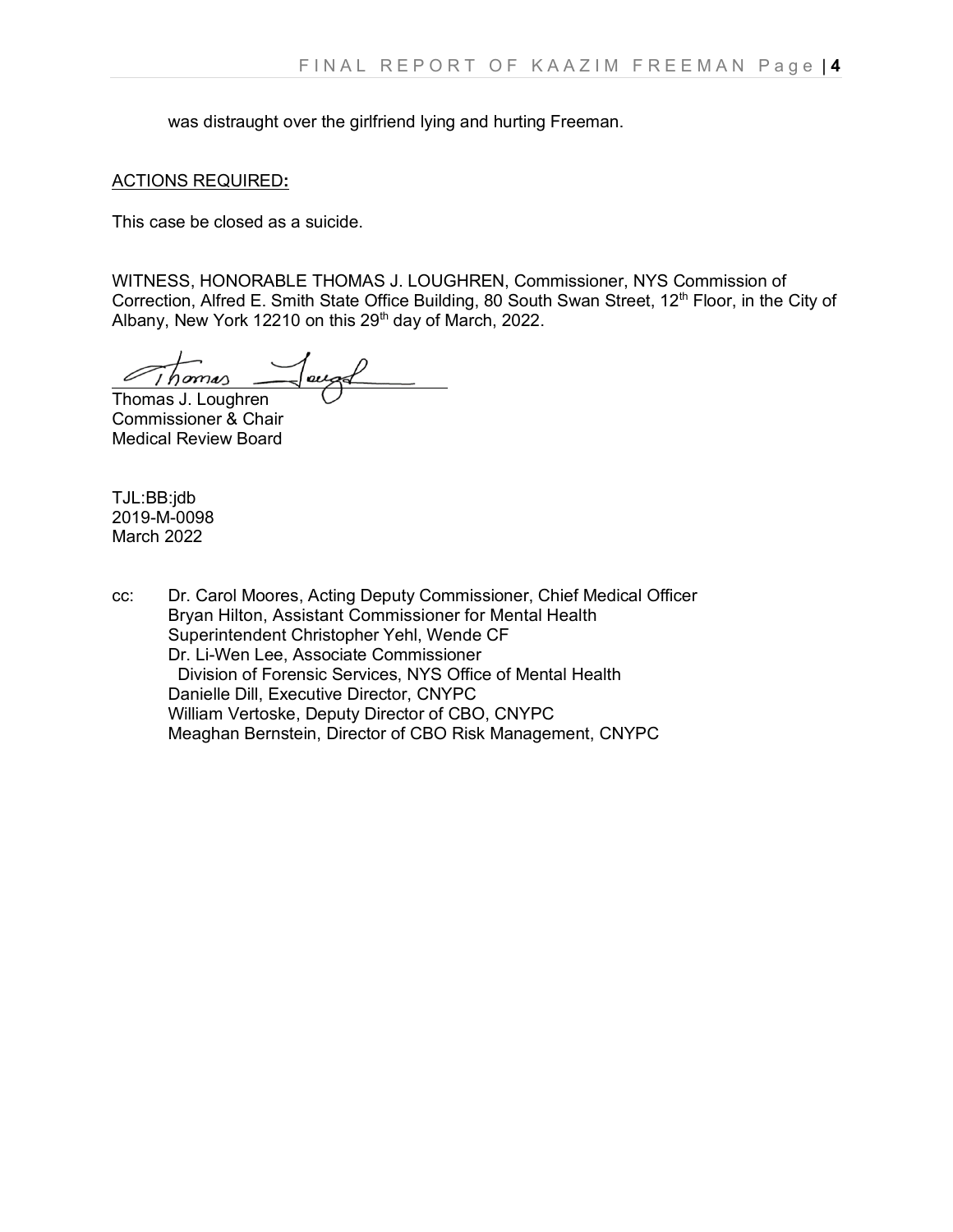was distraught over the girlfriend lying and hurting Freeman.

<u>ACTIONS REQUIRED</u>**:**

This case be closed as a suicide.

WITNESS, HONORABLE THOMAS J. LOUGHREN, Commissioner, NYS Commission of Correction, Alfred E. Smith State Office Building, 80 South Swan Street, 12th Floor, in the City of Albany, New York 12210 on this 29th day of March, 2022.

Thomas J. Loughren
Commissioner & Chair
Medical Review Board

TJL:BB:jdb
2019-M-0098
March 2022

cc: Dr. Carol Moores, Acting Deputy Commissioner, Chief Medical Officer
Bryan Hilton, Assistant Commissioner for Mental Health
Superintendent Christopher Yehl, Wende CF
Dr. Li-Wen Lee, Associate Commissioner
Division of Forensic Services, NYS Office of Mental Health
Danielle Dill, Executive Director, CNYPC
William Vertoske, Deputy Director of CBO, CNYPC
Meaghan Bernstein, Director of CBO Risk Management, CNYPC